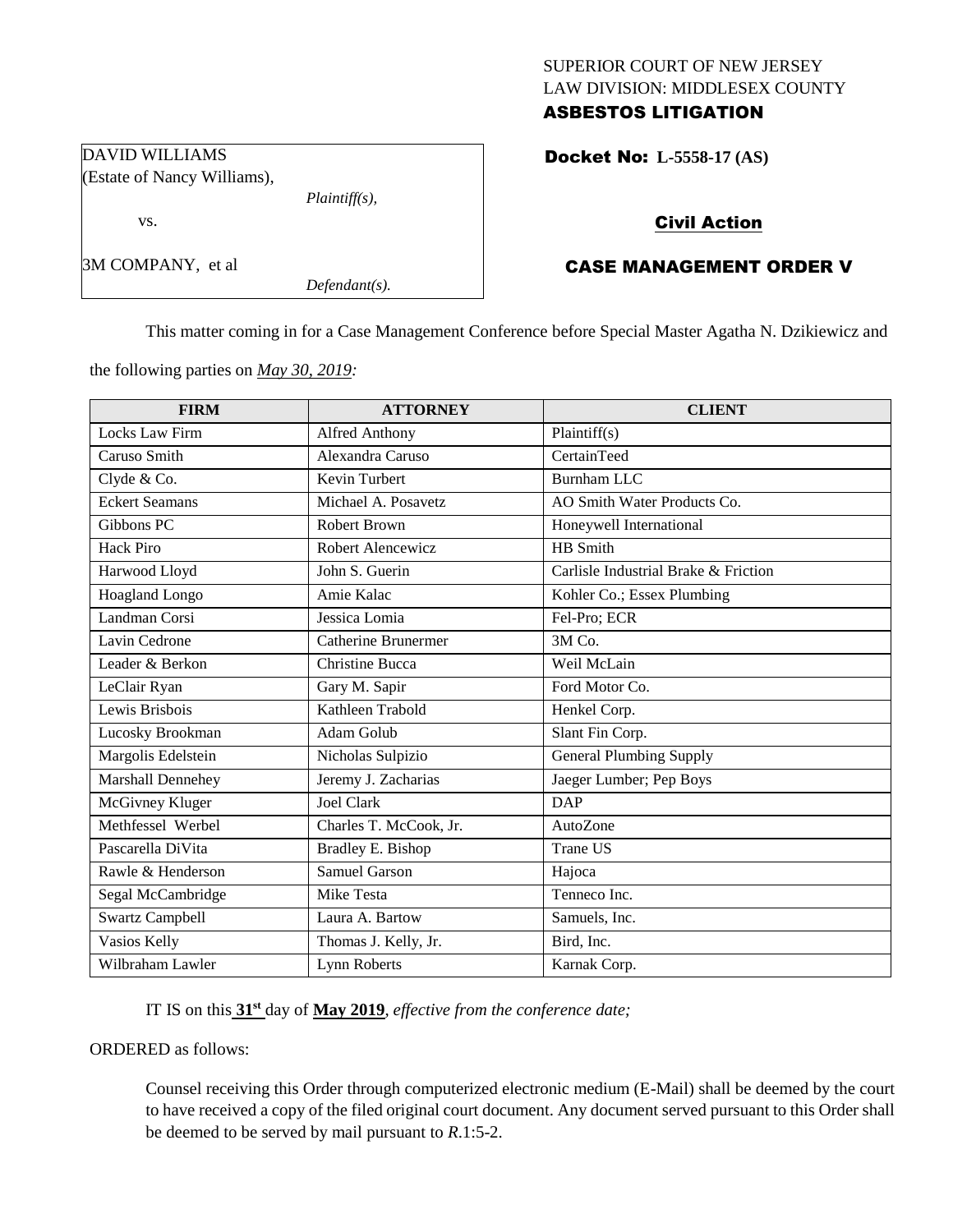SUPERIOR COURT OF NEW JERSEY
LAW DIVISION: MIDDLESEX COUNTY

**ASBESTOS LITIGATION**

DAVID WILLIAMS
(Estate of Nancy Williams),

*Plaintiff(s),*

vs.

3M COMPANY, et al

*Defendant(s).*

**Docket No: L-5558-17 (AS)**

**Civil Action**

**CASE MANAGEMENT ORDER V**

This matter coming in for a Case Management Conference before Special Master Agatha N. Dzikiewicz and the following parties on *May 30, 2019:*

| FIRM | ATTORNEY | CLIENT |
|---|---|---|
| Locks Law Firm | Alfred Anthony | Plaintiff(s) |
| Caruso Smith | Alexandra Caruso | CertainTeed |
| Clyde & Co. | Kevin Turbert | Burnham LLC |
| Eckert Seamans | Michael A. Posavetz | AO Smith Water Products Co. |
| Gibbons PC | Robert Brown | Honeywell International |
| Hack Piro | Robert Alencewicz | HB Smith |
| Harwood Lloyd | John S. Guerin | Carlisle Industrial Brake & Friction |
| Hoagland Longo | Amie Kalac | Kohler Co.; Essex Plumbing |
| Landman Corsi | Jessica Lomia | Fel-Pro; ECR |
| Lavin Cedrone | Catherine Brunermer | 3M Co. |
| Leader & Berkon | Christine Bucca | Weil McLain |
| LeClair Ryan | Gary M. Sapir | Ford Motor Co. |
| Lewis Brisbois | Kathleen Trabold | Henkel Corp. |
| Lucosky Brookman | Adam Golub | Slant Fin Corp. |
| Margolis Edelstein | Nicholas Sulpizio | General Plumbing Supply |
| Marshall Dennehey | Jeremy J. Zacharias | Jaeger Lumber; Pep Boys |
| McGivney Kluger | Joel Clark | DAP |
| Methfessel Werbel | Charles T. McCook, Jr. | AutoZone |
| Pascarella DiVita | Bradley E. Bishop | Trane US |
| Rawle & Henderson | Samuel Garson | Hajoca |
| Segal McCambridge | Mike Testa | Tenneco Inc. |
| Swartz Campbell | Laura A. Bartow | Samuels, Inc. |
| Vasios Kelly | Thomas J. Kelly, Jr. | Bird, Inc. |
| Wilbraham Lawler | Lynn Roberts | Karnak Corp. |

IT IS on this **31st** day of **May 2019**, *effective from the conference date;*

ORDERED as follows:

Counsel receiving this Order through computerized electronic medium (E-Mail) shall be deemed by the court to have received a copy of the filed original court document. Any document served pursuant to this Order shall be deemed to be served by mail pursuant to *R*.1:5-2.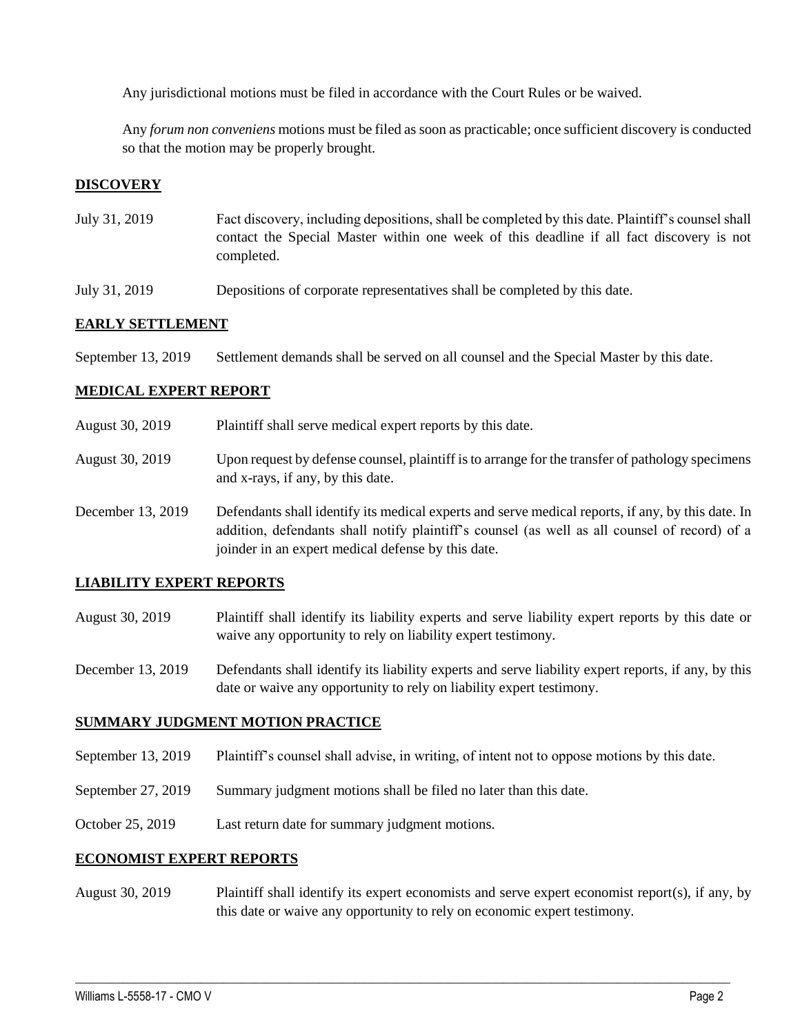Any jurisdictional motions must be filed in accordance with the Court Rules or be waived.

Any *forum non conveniens* motions must be filed as soon as practicable; once sufficient discovery is conducted so that the motion may be properly brought.

## DISCOVERY

| | |
|---|---|
| July 31, 2019 | Fact discovery, including depositions, shall be completed by this date. Plaintiff's counsel shall contact the Special Master within one week of this deadline if all fact discovery is not completed. |
| July 31, 2019 | Depositions of corporate representatives shall be completed by this date. |

## EARLY SETTLEMENT

| | |
|---|---|
| September 13, 2019 | Settlement demands shall be served on all counsel and the Special Master by this date. |

## MEDICAL EXPERT REPORT

| | |
|---|---|
| August 30, 2019 | Plaintiff shall serve medical expert reports by this date. |
| August 30, 2019 | Upon request by defense counsel, plaintiff is to arrange for the transfer of pathology specimens and x-rays, if any, by this date. |
| December 13, 2019 | Defendants shall identify its medical experts and serve medical reports, if any, by this date. In addition, defendants shall notify plaintiff's counsel (as well as all counsel of record) of a joinder in an expert medical defense by this date. |

## LIABILITY EXPERT REPORTS

| | |
|---|---|
| August 30, 2019 | Plaintiff shall identify its liability experts and serve liability expert reports by this date or waive any opportunity to rely on liability expert testimony. |
| December 13, 2019 | Defendants shall identify its liability experts and serve liability expert reports, if any, by this date or waive any opportunity to rely on liability expert testimony. |

## SUMMARY JUDGMENT MOTION PRACTICE

| | |
|---|---|
| September 13, 2019 | Plaintiff's counsel shall advise, in writing, of intent not to oppose motions by this date. |
| September 27, 2019 | Summary judgment motions shall be filed no later than this date. |
| October 25, 2019 | Last return date for summary judgment motions. |

## ECONOMIST EXPERT REPORTS

| | |
|---|---|
| August 30, 2019 | Plaintiff shall identify its expert economists and serve expert economist report(s), if any, by this date or waive any opportunity to rely on economic expert testimony. |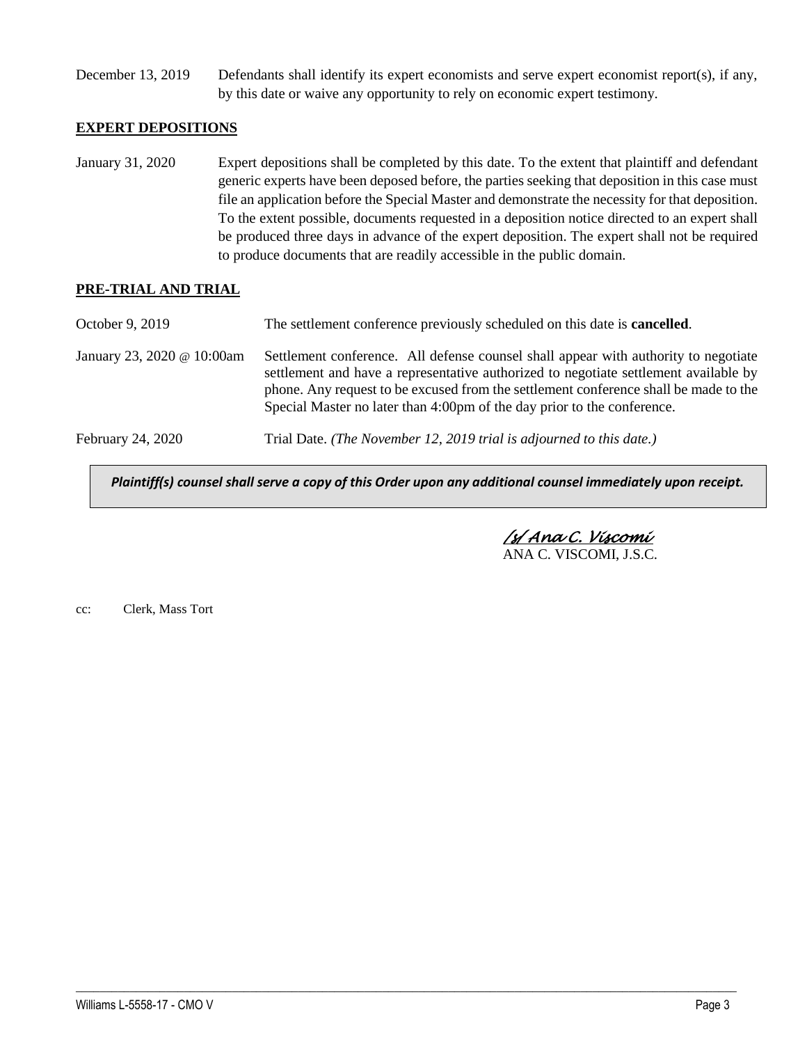| | |
|---|---|
| December 13, 2019 | Defendants shall identify its expert economists and serve expert economist report(s), if any, by this date or waive any opportunity to rely on economic expert testimony. |

**EXPERT DEPOSITIONS**

| | |
|---|---|
| January 31, 2020 | Expert depositions shall be completed by this date. To the extent that plaintiff and defendant generic experts have been deposed before, the parties seeking that deposition in this case must file an application before the Special Master and demonstrate the necessity for that deposition. To the extent possible, documents requested in a deposition notice directed to an expert shall be produced three days in advance of the expert deposition. The expert shall not be required to produce documents that are readily accessible in the public domain. |

**PRE-TRIAL AND TRIAL**

| | |
|---|---|
| October 9, 2019 | The settlement conference previously scheduled on this date is **cancelled**. |
| January 23, 2020 @ 10:00am | Settlement conference. All defense counsel shall appear with authority to negotiate settlement and have a representative authorized to negotiate settlement available by phone. Any request to be excused from the settlement conference shall be made to the Special Master no later than 4:00pm of the day prior to the conference. |
| February 24, 2020 | Trial Date. *(The November 12, 2019 trial is adjourned to this date.)* |

***Plaintiff(s) counsel shall serve a copy of this Order upon any additional counsel immediately upon receipt.***

/s/ Ana C. Viscomi
ANA C. VISCOMI, J.S.C.

cc: Clerk, Mass Tort